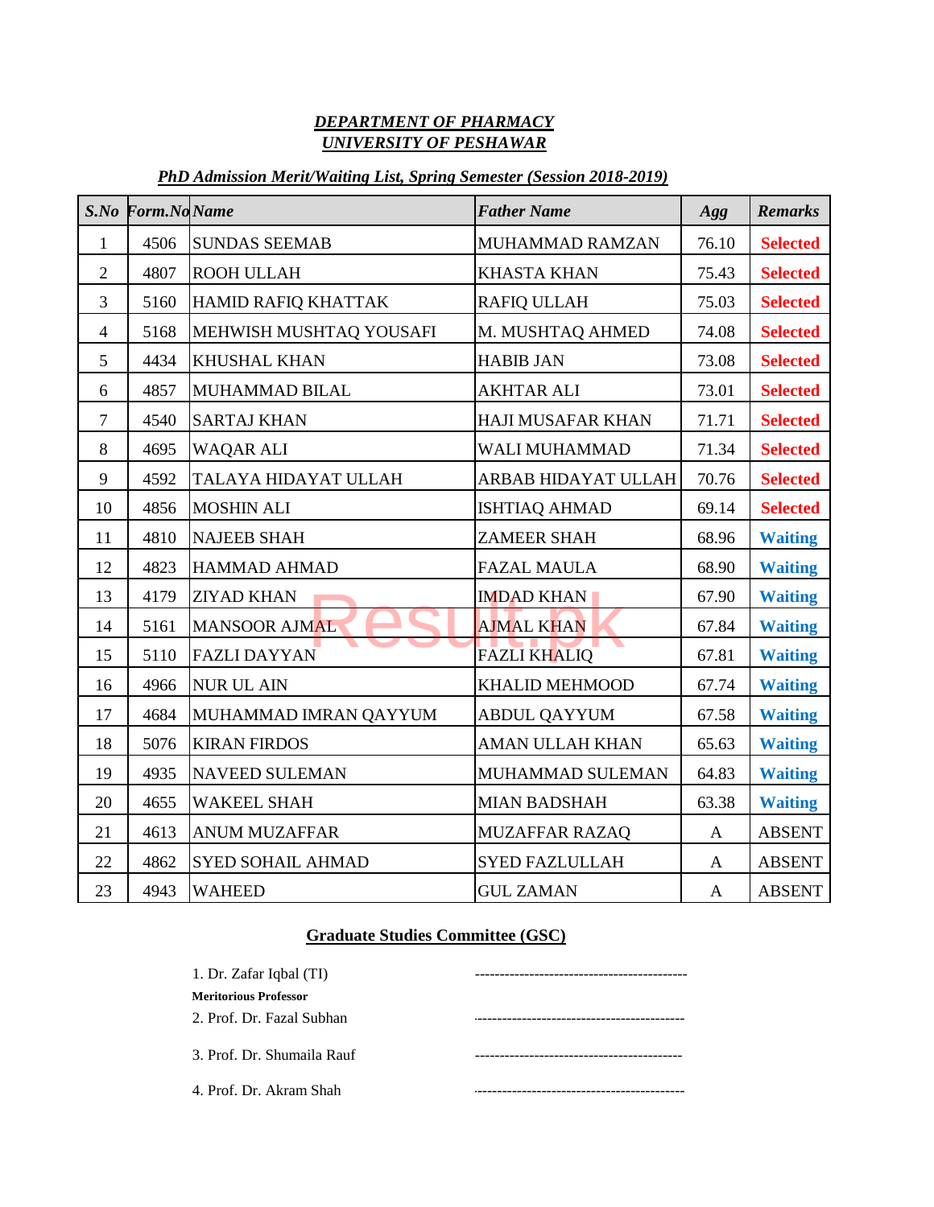***DEPARTMENT OF PHARMACY***
***UNIVERSITY OF PESHAWAR***

***PhD Admission Merit/Waiting List, Spring Semester (Session 2018-2019)***

| S.No | Form.No | Name | Father Name | Agg | Remarks |
|---|---|---|---|---|---|
| 1 | 4506 | SUNDAS SEEMAB | MUHAMMAD RAMZAN | 76.10 | **Selected** |
| 2 | 4807 | ROOH ULLAH | KHASTA KHAN | 75.43 | **Selected** |
| 3 | 5160 | HAMID RAFIQ KHATTAK | RAFIQ ULLAH | 75.03 | **Selected** |
| 4 | 5168 | MEHWISH MUSHTAQ YOUSAFI | M. MUSHTAQ AHMED | 74.08 | **Selected** |
| 5 | 4434 | KHUSHAL KHAN | HABIB JAN | 73.08 | **Selected** |
| 6 | 4857 | MUHAMMAD BILAL | AKHTAR ALI | 73.01 | **Selected** |
| 7 | 4540 | SARTAJ KHAN | HAJI MUSAFAR KHAN | 71.71 | **Selected** |
| 8 | 4695 | WAQAR ALI | WALI MUHAMMAD | 71.34 | **Selected** |
| 9 | 4592 | TALAYA HIDAYAT ULLAH | ARBAB HIDAYAT ULLAH | 70.76 | **Selected** |
| 10 | 4856 | MOSHIN ALI | ISHTIAQ AHMAD | 69.14 | **Selected** |
| 11 | 4810 | NAJEEB SHAH | ZAMEER SHAH | 68.96 | **Waiting** |
| 12 | 4823 | HAMMAD AHMAD | FAZAL MAULA | 68.90 | **Waiting** |
| 13 | 4179 | ZIYAD KHAN | IMDAD KHAN | 67.90 | **Waiting** |
| 14 | 5161 | MANSOOR AJMAL | AJMAL KHAN | 67.84 | **Waiting** |
| 15 | 5110 | FAZLI DAYYAN | FAZLI KHALIQ | 67.81 | **Waiting** |
| 16 | 4966 | NUR UL AIN | KHALID MEHMOOD | 67.74 | **Waiting** |
| 17 | 4684 | MUHAMMAD IMRAN QAYYUM | ABDUL QAYYUM | 67.58 | **Waiting** |
| 18 | 5076 | KIRAN FIRDOS | AMAN ULLAH KHAN | 65.63 | **Waiting** |
| 19 | 4935 | NAVEED SULEMAN | MUHAMMAD SULEMAN | 64.83 | **Waiting** |
| 20 | 4655 | WAKEEL SHAH | MIAN BADSHAH | 63.38 | **Waiting** |
| 21 | 4613 | ANUM MUZAFFAR | MUZAFFAR RAZAQ | A | ABSENT |
| 22 | 4862 | SYED SOHAIL AHMAD | SYED FAZLULLAH | A | ABSENT |
| 23 | 4943 | WAHEED | GUL ZAMAN | A | ABSENT |

**Graduate Studies Committee (GSC)**

1. Dr. Zafar Iqbal (TI) -------------------------------------------
**Meritorious Professor**
2. Prof. Dr. Fazal Subhan -------------------------------------------
3. Prof. Dr. Shumaila Rauf -------------------------------------------
4. Prof. Dr. Akram Shah -------------------------------------------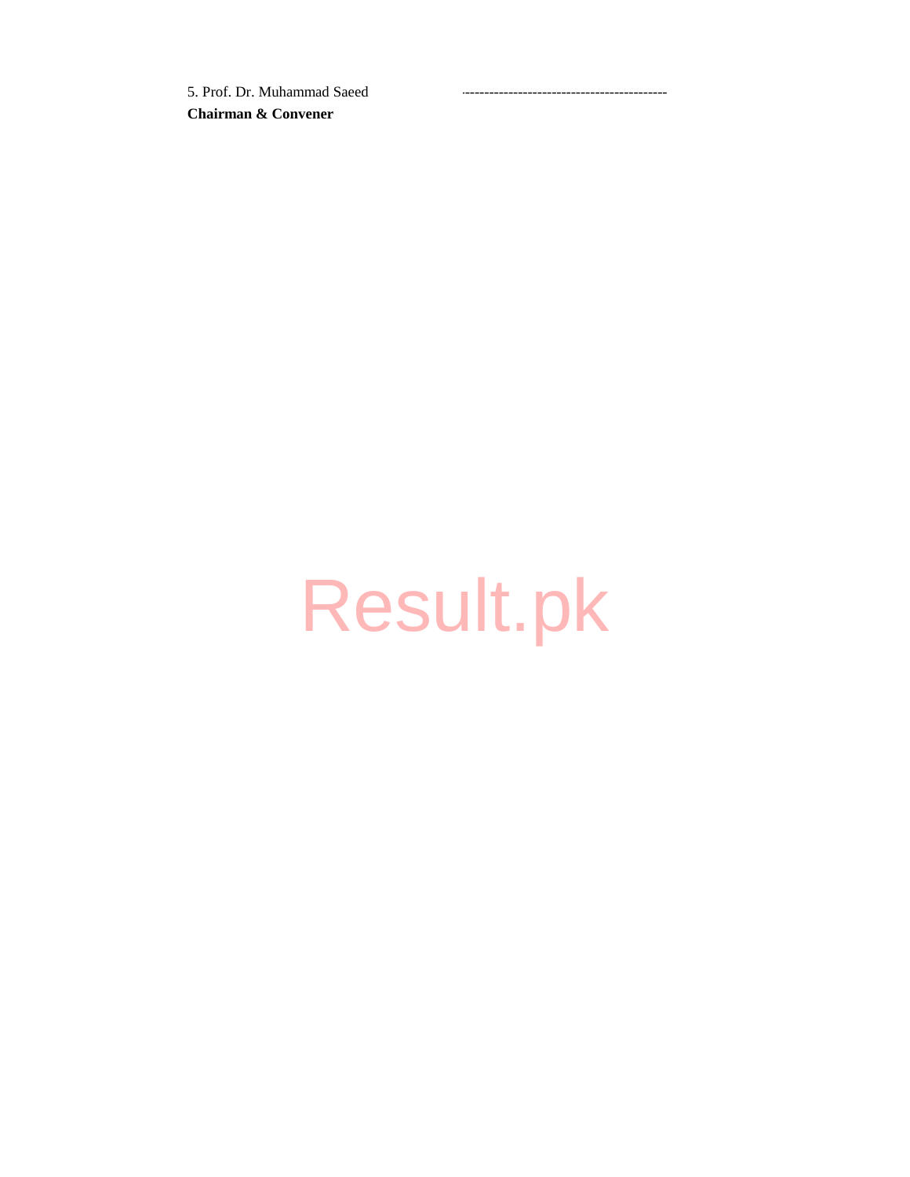5. Prof. Dr. Muhammad Saeed -------------------------------------------

**Chairman & Convener**